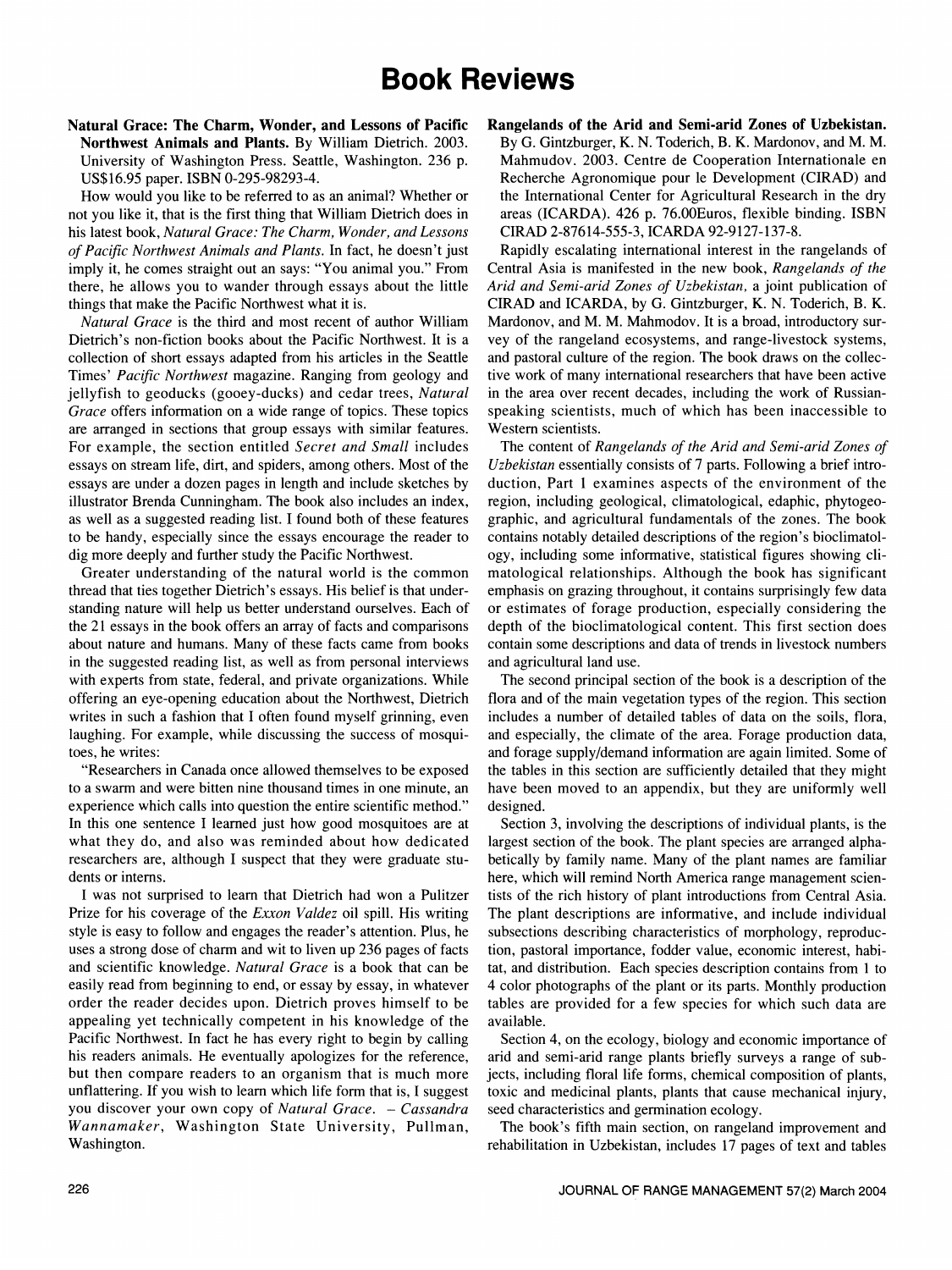# Book Reviews

**Natural Grace: The Charm, Wonder, and Lessons of Pacific Northwest Animals and Plants.** By William Dietrich. 2003. University of Washington Press. Seattle, Washington. 236 p. US$16.95 paper. ISBN 0-295-98293-4.

How would you like to be referred to as an animal? Whether or not you like it, that is the first thing that William Dietrich does in his latest book, *Natural Grace: The Charm, Wonder, and Lessons of Pacific Northwest Animals and Plants*. In fact, he doesn't just imply it, he comes straight out an says: "You animal you." From there, he allows you to wander through essays about the little things that make the Pacific Northwest what it is.

*Natural Grace* is the third and most recent of author William Dietrich's non-fiction books about the Pacific Northwest. It is a collection of short essays adapted from his articles in the Seattle Times' *Pacific Northwest* magazine. Ranging from geology and jellyfish to geoducks (gooey-ducks) and cedar trees, *Natural Grace* offers information on a wide range of topics. These topics are arranged in sections that group essays with similar features. For example, the section entitled *Secret and Small* includes essays on stream life, dirt, and spiders, among others. Most of the essays are under a dozen pages in length and include sketches by illustrator Brenda Cunningham. The book also includes an index, as well as a suggested reading list. I found both of these features to be handy, especially since the essays encourage the reader to dig more deeply and further study the Pacific Northwest.

Greater understanding of the natural world is the common thread that ties together Dietrich's essays. His belief is that understanding nature will help us better understand ourselves. Each of the 21 essays in the book offers an array of facts and comparisons about nature and humans. Many of these facts came from books in the suggested reading list, as well as from personal interviews with experts from state, federal, and private organizations. While offering an eye-opening education about the Northwest, Dietrich writes in such a fashion that I often found myself grinning, even laughing. For example, while discussing the success of mosquitoes, he writes:

"Researchers in Canada once allowed themselves to be exposed to a swarm and were bitten nine thousand times in one minute, an experience which calls into question the entire scientific method." In this one sentence I learned just how good mosquitoes are at what they do, and also was reminded about how dedicated researchers are, although I suspect that they were graduate students or interns.

I was not surprised to learn that Dietrich had won a Pulitzer Prize for his coverage of the *Exxon Valdez* oil spill. His writing style is easy to follow and engages the reader's attention. Plus, he uses a strong dose of charm and wit to liven up 236 pages of facts and scientific knowledge. *Natural Grace* is a book that can be easily read from beginning to end, or essay by essay, in whatever order the reader decides upon. Dietrich proves himself to be appealing yet technically competent in his knowledge of the Pacific Northwest. In fact he has every right to begin by calling his readers animals. He eventually apologizes for the reference, but then compare readers to an organism that is much more unflattering. If you wish to learn which life form that is, I suggest you discover your own copy of *Natural Grace*. – *Cassandra Wannamaker*, Washington State University, Pullman, Washington.

**Rangelands of the Arid and Semi-arid Zones of Uzbekistan.** By G. Gintzburger, K. N. Toderich, B. K. Mardonov, and M. M. Mahmudov. 2003. Centre de Cooperation Internationale en Recherche Agronomique pour le Development (CIRAD) and the International Center for Agricultural Research in the dry areas (ICARDA). 426 p. 76.00Euros, flexible binding. ISBN CIRAD 2-87614-555-3, ICARDA 92-9127-137-8.

Rapidly escalating international interest in the rangelands of Central Asia is manifested in the new book, *Rangelands of the Arid and Semi-arid Zones of Uzbekistan*, a joint publication of CIRAD and ICARDA, by G. Gintzburger, K. N. Toderich, B. K. Mardonov, and M. M. Mahmodov. It is a broad, introductory survey of the rangeland ecosystems, and range-livestock systems, and pastoral culture of the region. The book draws on the collective work of many international researchers that have been active in the area over recent decades, including the work of Russian-speaking scientists, much of which has been inaccessible to Western scientists.

The content of *Rangelands of the Arid and Semi-arid Zones of Uzbekistan* essentially consists of 7 parts. Following a brief introduction, Part 1 examines aspects of the environment of the region, including geological, climatological, edaphic, phytogeographic, and agricultural fundamentals of the zones. The book contains notably detailed descriptions of the region's bioclimatology, including some informative, statistical figures showing climatological relationships. Although the book has significant emphasis on grazing throughout, it contains surprisingly few data or estimates of forage production, especially considering the depth of the bioclimatological content. This first section does contain some descriptions and data of trends in livestock numbers and agricultural land use.

The second principal section of the book is a description of the flora and of the main vegetation types of the region. This section includes a number of detailed tables of data on the soils, flora, and especially, the climate of the area. Forage production data, and forage supply/demand information are again limited. Some of the tables in this section are sufficiently detailed that they might have been moved to an appendix, but they are uniformly well designed.

Section 3, involving the descriptions of individual plants, is the largest section of the book. The plant species are arranged alphabetically by family name. Many of the plant names are familiar here, which will remind North America range management scientists of the rich history of plant introductions from Central Asia. The plant descriptions are informative, and include individual subsections describing characteristics of morphology, reproduction, pastoral importance, fodder value, economic interest, habitat, and distribution. Each species description contains from 1 to 4 color photographs of the plant or its parts. Monthly production tables are provided for a few species for which such data are available.

Section 4, on the ecology, biology and economic importance of arid and semi-arid range plants briefly surveys a range of subjects, including floral life forms, chemical composition of plants, toxic and medicinal plants, plants that cause mechanical injury, seed characteristics and germination ecology.

The book's fifth main section, on rangeland improvement and rehabilitation in Uzbekistan, includes 17 pages of text and tables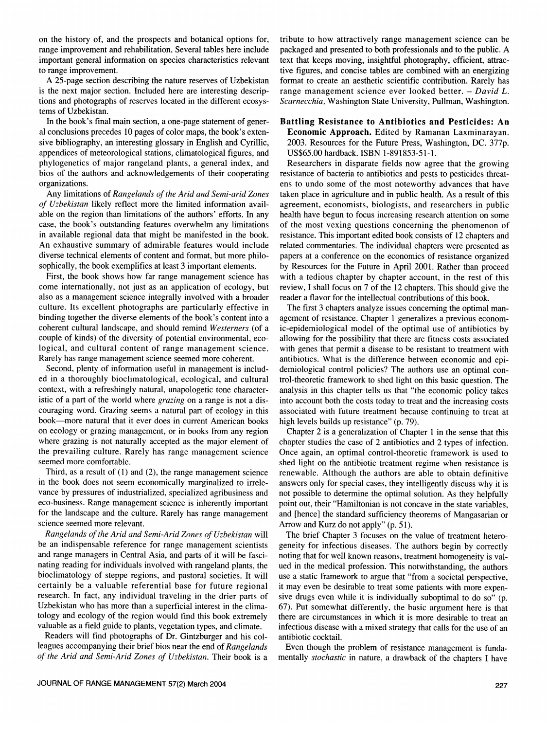on the history of, and the prospects and botanical options for, range improvement and rehabilitation. Several tables here include important general information on species characteristics relevant to range improvement.

A 25-page section describing the nature reserves of Uzbekistan is the next major section. Included here are interesting descriptions and photographs of reserves located in the different ecosystems of Uzbekistan.

In the book's final main section, a one-page statement of general conclusions precedes 10 pages of color maps, the book's extensive bibliography, an interesting glossary in English and Cyrillic, appendices of meteorological stations, climatological figures, and phylogenetics of major rangeland plants, a general index, and bios of the authors and acknowledgements of their cooperating organizations.

Any limitations of *Rangelands of the Arid and Semi-arid Zones of Uzbekistan* likely reflect more the limited information available on the region than limitations of the authors' efforts. In any case, the book's outstanding features overwhelm any limitations in available regional data that might be manifested in the book. An exhaustive summary of admirable features would include diverse technical elements of content and format, but more philosophically, the book exemplifies at least 3 important elements.

First, the book shows how far range management science has come internationally, not just as an application of ecology, but also as a management science integrally involved with a broader culture. Its excellent photographs are particularly effective in binding together the diverse elements of the book's content into a coherent cultural landscape, and should remind *Westerners* (of a couple of kinds) of the diversity of potential environmental, ecological, and cultural content of range management science. Rarely has range management science seemed more coherent.

Second, plenty of information useful in management is included in a thoroughly bioclimatological, ecological, and cultural context, with a refreshingly natural, unapologetic tone characteristic of a part of the world where *grazing* on a range is not a discouraging word. Grazing seems a natural part of ecology in this book—more natural that it ever does in current American books on ecology or grazing management, or in books from any region where grazing is not naturally accepted as the major element of the prevailing culture. Rarely has range management science seemed more comfortable.

Third, as a result of (1) and (2), the range management science in the book does not seem economically marginalized to irrelevance by pressures of industrialized, specialized agribusiness and eco-business. Range management science is inherently important for the landscape and the culture. Rarely has range management science seemed more relevant.

*Rangelands of the Arid and Semi-Arid Zones of Uzbekistan* will be an indispensable reference for range management scientists and range managers in Central Asia, and parts of it will be fascinating reading for individuals involved with rangeland plants, the bioclimatology of steppe regions, and pastoral societies. It will certainly be a valuable referential base for future regional research. In fact, any individual traveling in the drier parts of Uzbekistan who has more than a superficial interest in the climatology and ecology of the region would find this book extremely valuable as a field guide to plants, vegetation types, and climate.

Readers will find photographs of Dr. Gintzburger and his colleagues accompanying their brief bios near the end of *Rangelands of the Arid and Semi-Arid Zones of Uzbekistan*. Their book is a tribute to how attractively range management science can be packaged and presented to both professionals and to the public. A text that keeps moving, insightful photography, efficient, attractive figures, and concise tables are combined with an energizing format to create an aesthetic scientific contribution. Rarely has range management science ever looked better. – *David L. Scarnecchia,* Washington State University, Pullman, Washington.

**Battling Resistance to Antibiotics and Pesticides: An Economic Approach.** Edited by Ramanan Laxminarayan. 2003. Resources for the Future Press, Washington, DC. 377p. US$65.00 hardback. ISBN 1-891853-51-1.

Researchers in disparate fields now agree that the growing resistance of bacteria to antibiotics and pests to pesticides threatens to undo some of the most noteworthy advances that have taken place in agriculture and in public health. As a result of this agreement, economists, biologists, and researchers in public health have begun to focus increasing research attention on some of the most vexing questions concerning the phenomenon of resistance. This important edited book consists of 12 chapters and related commentaries. The individual chapters were presented as papers at a conference on the economics of resistance organized by Resources for the Future in April 2001. Rather than proceed with a tedious chapter by chapter account, in the rest of this review, I shall focus on 7 of the 12 chapters. This should give the reader a flavor for the intellectual contributions of this book.

The first 3 chapters analyze issues concerning the optimal management of resistance. Chapter 1 generalizes a previous economic-epidemiological model of the optimal use of antibiotics by allowing for the possibility that there are fitness costs associated with genes that permit a disease to be resistant to treatment with antibiotics. What is the difference between economic and epidemiological control policies? The authors use an optimal control-theoretic framework to shed light on this basic question. The analysis in this chapter tells us that "the economic policy takes into account both the costs today to treat and the increasing costs associated with future treatment because continuing to treat at high levels builds up resistance" (p. 79).

Chapter 2 is a generalization of Chapter 1 in the sense that this chapter studies the case of 2 antibiotics and 2 types of infection. Once again, an optimal control-theoretic framework is used to shed light on the antibiotic treatment regime when resistance is renewable. Although the authors are able to obtain definitive answers only for special cases, they intelligently discuss why it is not possible to determine the optimal solution. As they helpfully point out, their "Hamiltonian is not concave in the state variables, and [hence] the standard sufficiency theorems of Mangasarian or Arrow and Kurz do not apply" (p. 51).

The brief Chapter 3 focuses on the value of treatment heterogeneity for infectious diseases. The authors begin by correctly noting that for well known reasons, treatment homogeneity is valued in the medical profession. This notwithstanding, the authors use a static framework to argue that "from a societal perspective, it may even be desirable to treat some patients with more expensive drugs even while it is individually suboptimal to do so" (p. 67). Put somewhat differently, the basic argument here is that there are circumstances in which it is more desirable to treat an infectious disease with a mixed strategy that calls for the use of an antibiotic cocktail.

Even though the problem of resistance management is fundamentally *stochastic* in nature, a drawback of the chapters I have